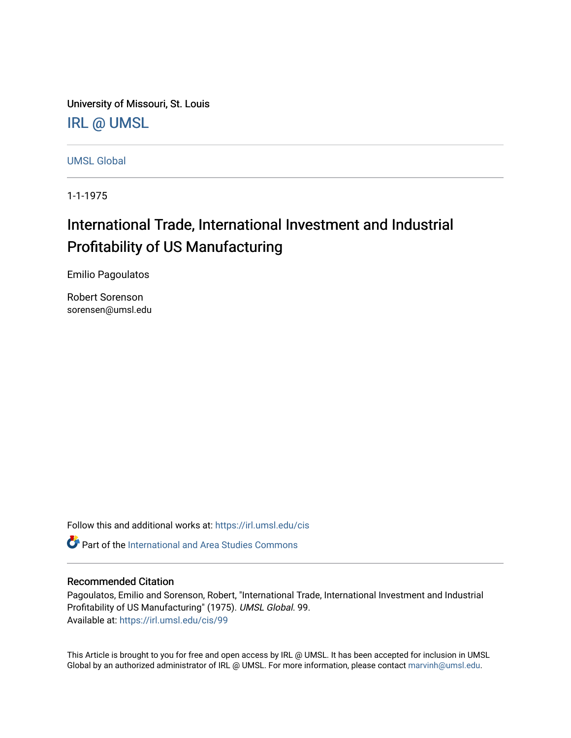University of Missouri, St. Louis

IRL @ UMSL

UMSL Global

1-1-1975

# International Trade, International Investment and Industrial Profitability of US Manufacturing

Emilio Pagoulatos

Robert Sorenson
sorensen@umsl.edu

Follow this and additional works at: https://irl.umsl.edu/cis

Part of the International and Area Studies Commons

## Recommended Citation

Pagoulatos, Emilio and Sorenson, Robert, "International Trade, International Investment and Industrial Profitability of US Manufacturing" (1975). *UMSL Global*. 99.
Available at: https://irl.umsl.edu/cis/99

This Article is brought to you for free and open access by IRL @ UMSL. It has been accepted for inclusion in UMSL Global by an authorized administrator of IRL @ UMSL. For more information, please contact marvinh@umsl.edu.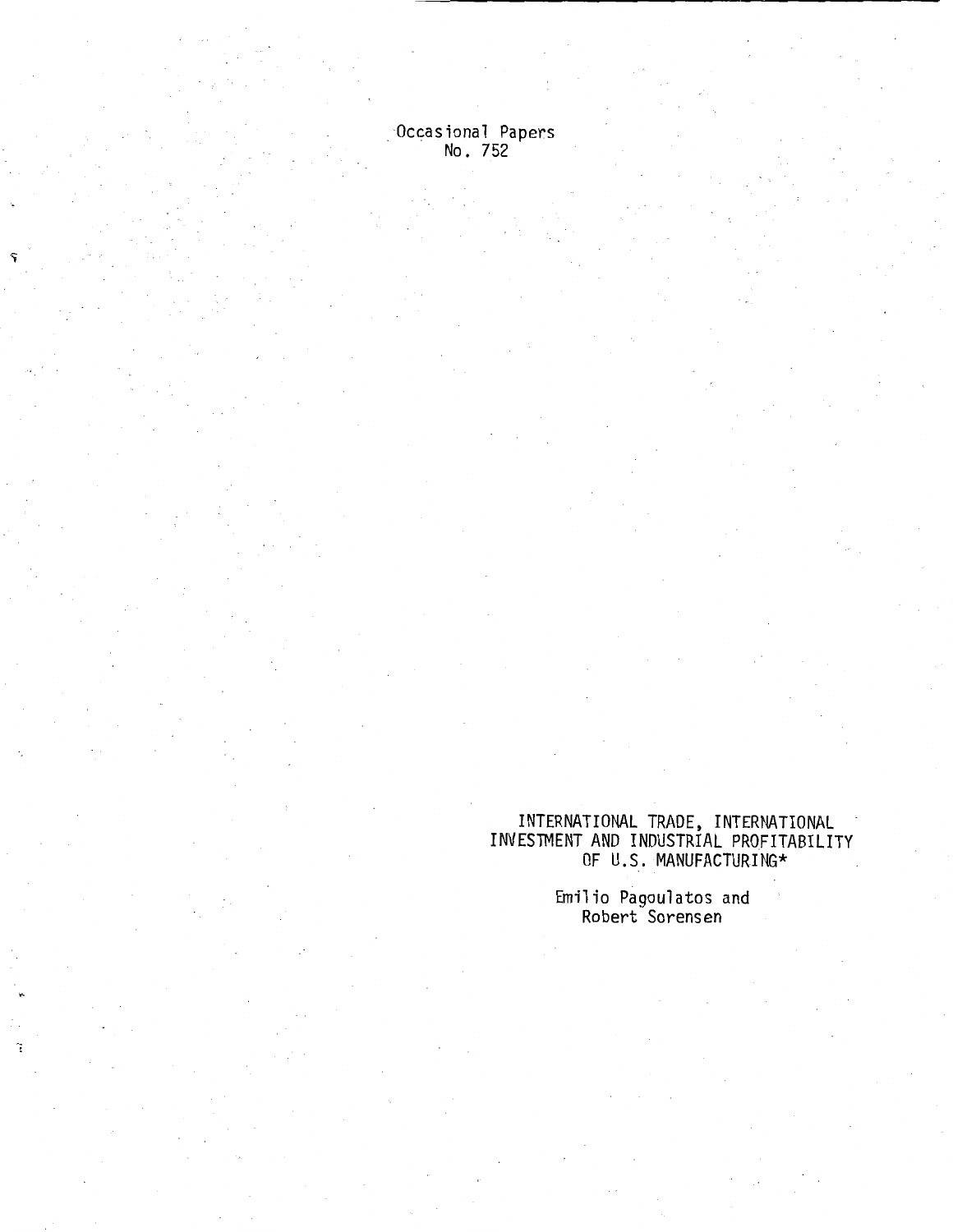Occasional Papers
No. 752

# INTERNATIONAL TRADE, INTERNATIONAL INVESTMENT AND INDUSTRIAL PROFITABILITY OF U.S. MANUFACTURING*

Emilio Pagoulatos and
Robert Sorensen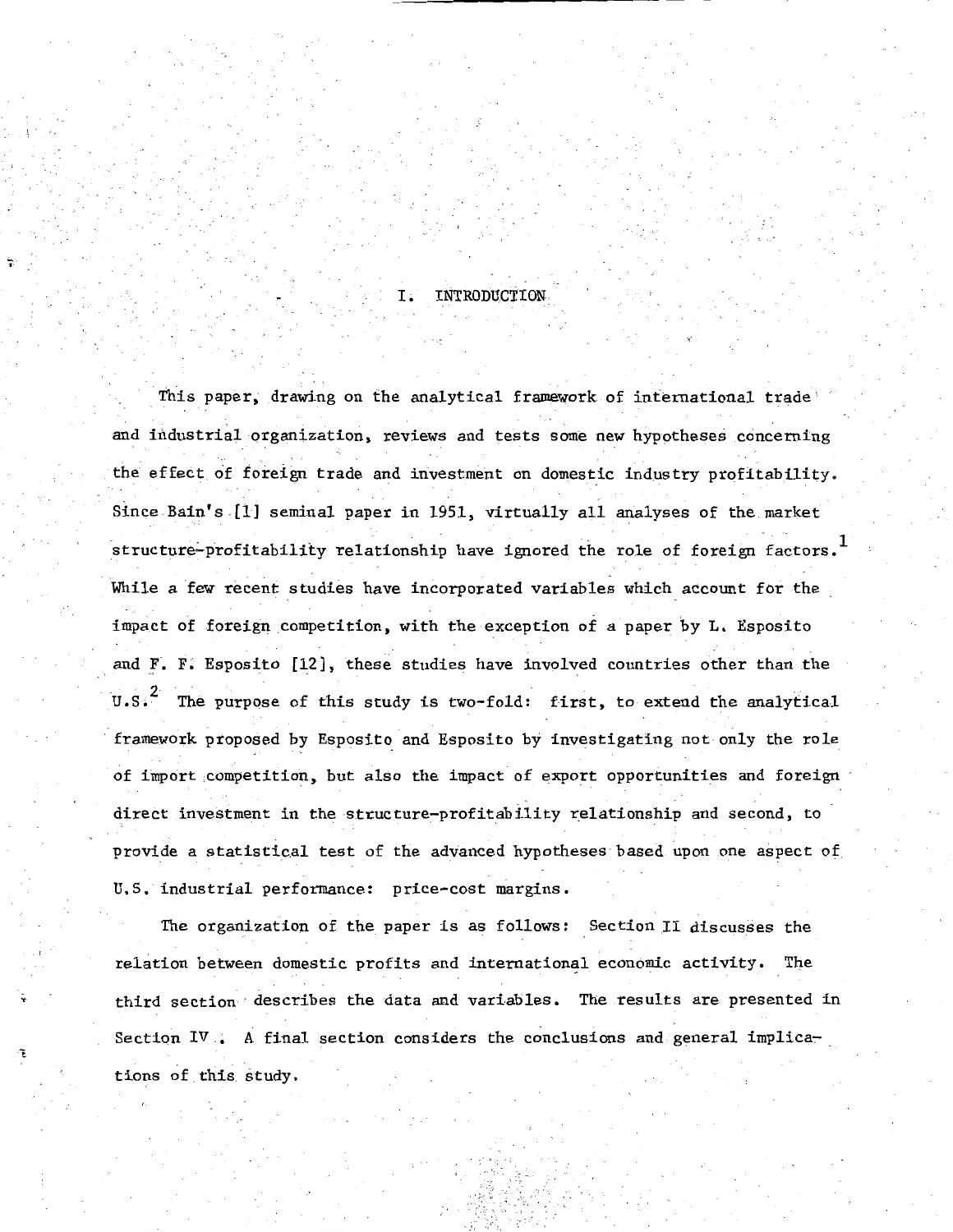# I. INTRODUCTION

This paper, drawing on the analytical framework of international trade and industrial organization, reviews and tests some new hypotheses concerning the effect of foreign trade and investment on domestic industry profitability. Since Bain's [1] seminal paper in 1951, virtually all analyses of the market structure-profitability relationship have ignored the role of foreign factors.[1] While a few recent studies have incorporated variables which account for the impact of foreign competition, with the exception of a paper by L. Esposito and F. F. Esposito [12], these studies have involved countries other than the U.S.[2] The purpose of this study is two-fold: first, to extend the analytical framework proposed by Esposito and Esposito by investigating not only the role of import competition, but also the impact of export opportunities and foreign direct investment in the structure-profitability relationship and second, to provide a statistical test of the advanced hypotheses based upon one aspect of U.S. industrial performance: price-cost margins.

The organization of the paper is as follows: Section II discusses the relation between domestic profits and international economic activity. The third section describes the data and variables. The results are presented in Section IV. A final section considers the conclusions and general implications of this study.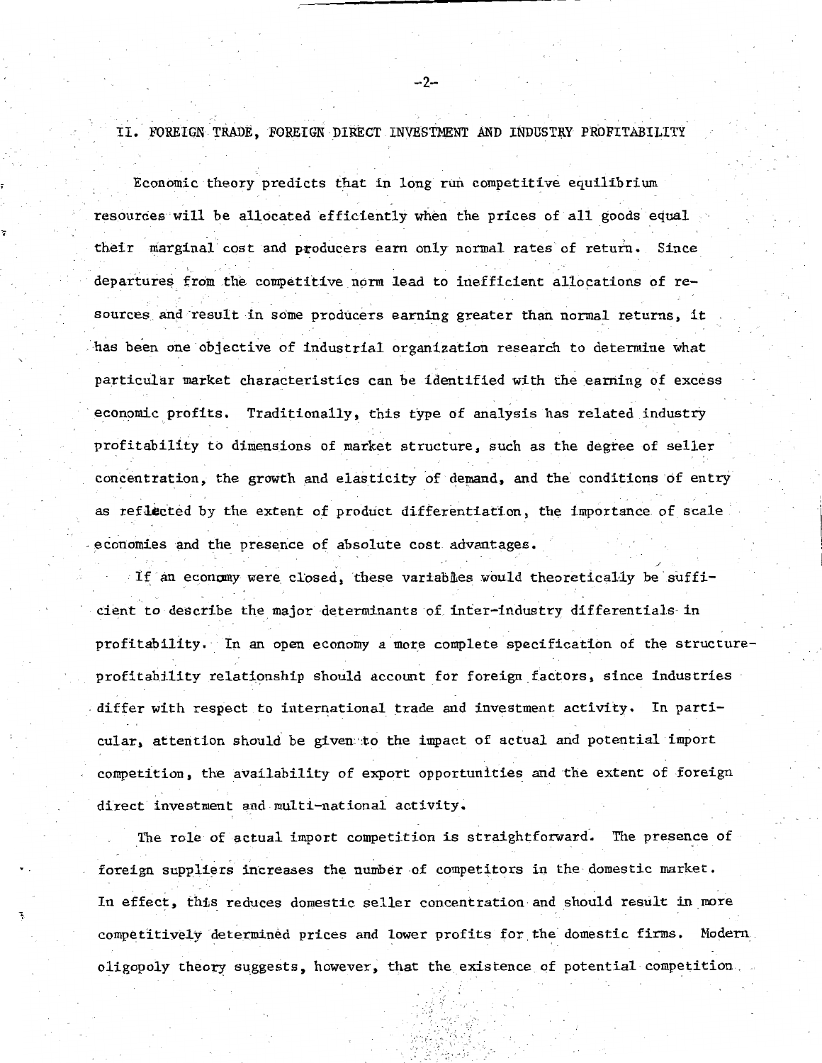## II. FOREIGN TRADE, FOREIGN DIRECT INVESTMENT AND INDUSTRY PROFITABILITY

Economic theory predicts that in long run competitive equilibrium resources will be allocated efficiently when the prices of all goods equal their marginal cost and producers earn only normal rates of return. Since departures from the competitive norm lead to inefficient allocations of resources and result in some producers earning greater than normal returns, it has been one objective of industrial organization research to determine what particular market characteristics can be identified with the earning of excess economic profits. Traditionally, this type of analysis has related industry profitability to dimensions of market structure, such as the degree of seller concentration, the growth and elasticity of demand, and the conditions of entry as reflected by the extent of product differentiation, the importance of scale economies and the presence of absolute cost advantages.

If an economy were closed, these variables would theoretically be sufficient to describe the major determinants of inter-industry differentials in profitability. In an open economy a more complete specification of the structure-profitability relationship should account for foreign factors, since industries differ with respect to international trade and investment activity. In particular, attention should be given to the impact of actual and potential import competition, the availability of export opportunities and the extent of foreign direct investment and multi-national activity.

The role of actual import competition is straightforward. The presence of foreign suppliers increases the number of competitors in the domestic market. In effect, this reduces domestic seller concentration and should result in more competitively determined prices and lower profits for the domestic firms. Modern oligopoly theory suggests, however, that the existence of potential competition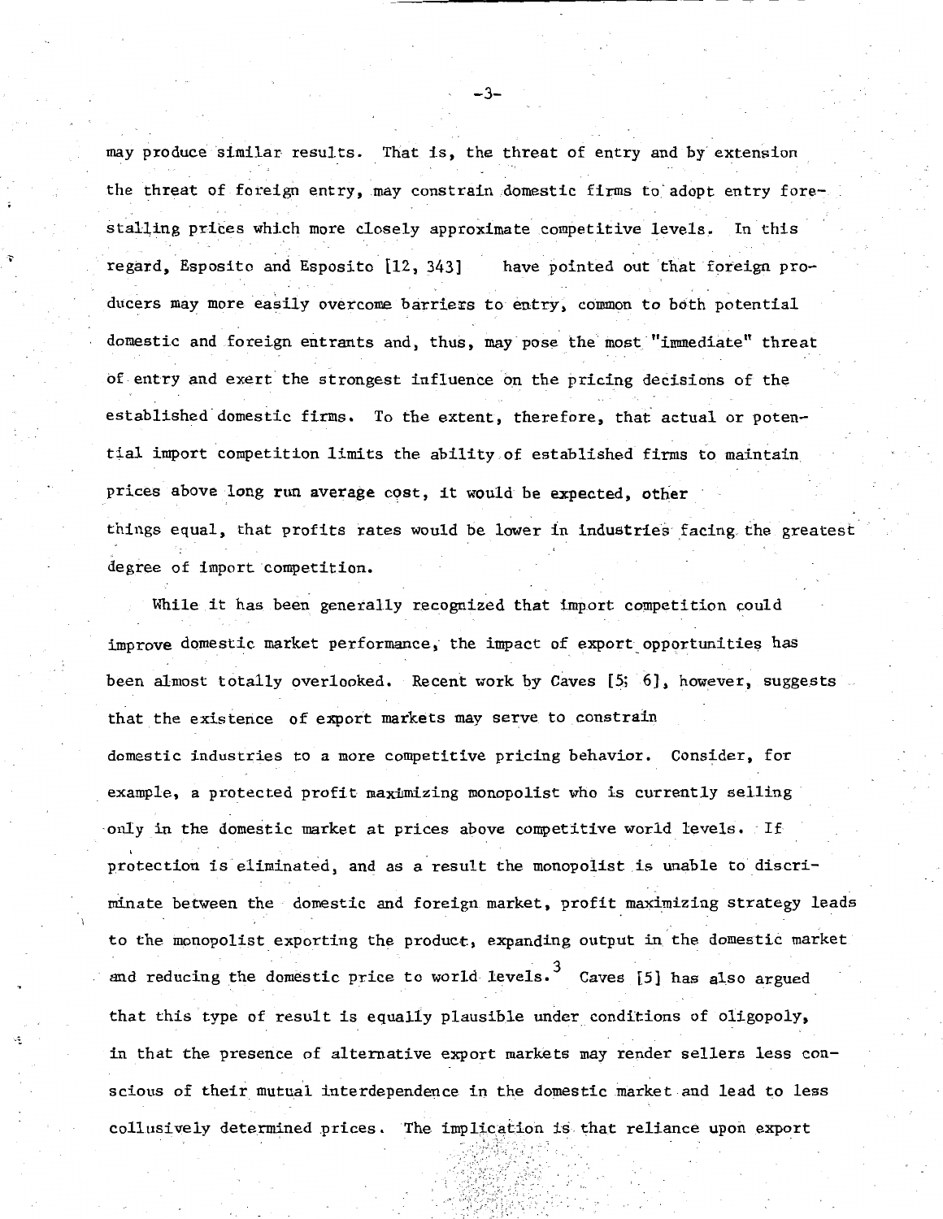may produce similar results. That is, the threat of entry and by extension the threat of foreign entry, may constrain domestic firms to adopt entry forestalling prices which more closely approximate competitive levels. In this regard, Esposito and Esposito [12, 343] have pointed out that foreign producers may more easily overcome barriers to entry, common to both potential domestic and foreign entrants and, thus, may pose the most "immediate" threat of entry and exert the strongest influence on the pricing decisions of the established domestic firms. To the extent, therefore, that actual or potential import competition limits the ability of established firms to maintain prices above long run average cost, it would be expected, other things equal, that profits rates would be lower in industries facing the greatest degree of import competition.

While it has been generally recognized that import competition could improve domestic market performance, the impact of export opportunities has been almost totally overlooked. Recent work by Caves [5; 6], however, suggests that the existence of export markets may serve to constrain domestic industries to a more competitive pricing behavior. Consider, for example, a protected profit maximizing monopolist who is currently selling only in the domestic market at prices above competitive world levels. If protection is eliminated, and as a result the monopolist is unable to discriminate between the domestic and foreign market, profit maximizing strategy leads to the monopolist exporting the product, expanding output in the domestic market and reducing the domestic price to world levels.[3] Caves [5] has also argued that this type of result is equally plausible under conditions of oligopoly, in that the presence of alternative export markets may render sellers less conscious of their mutual interdependence in the domestic market and lead to less collusively determined prices. The implication is that reliance upon export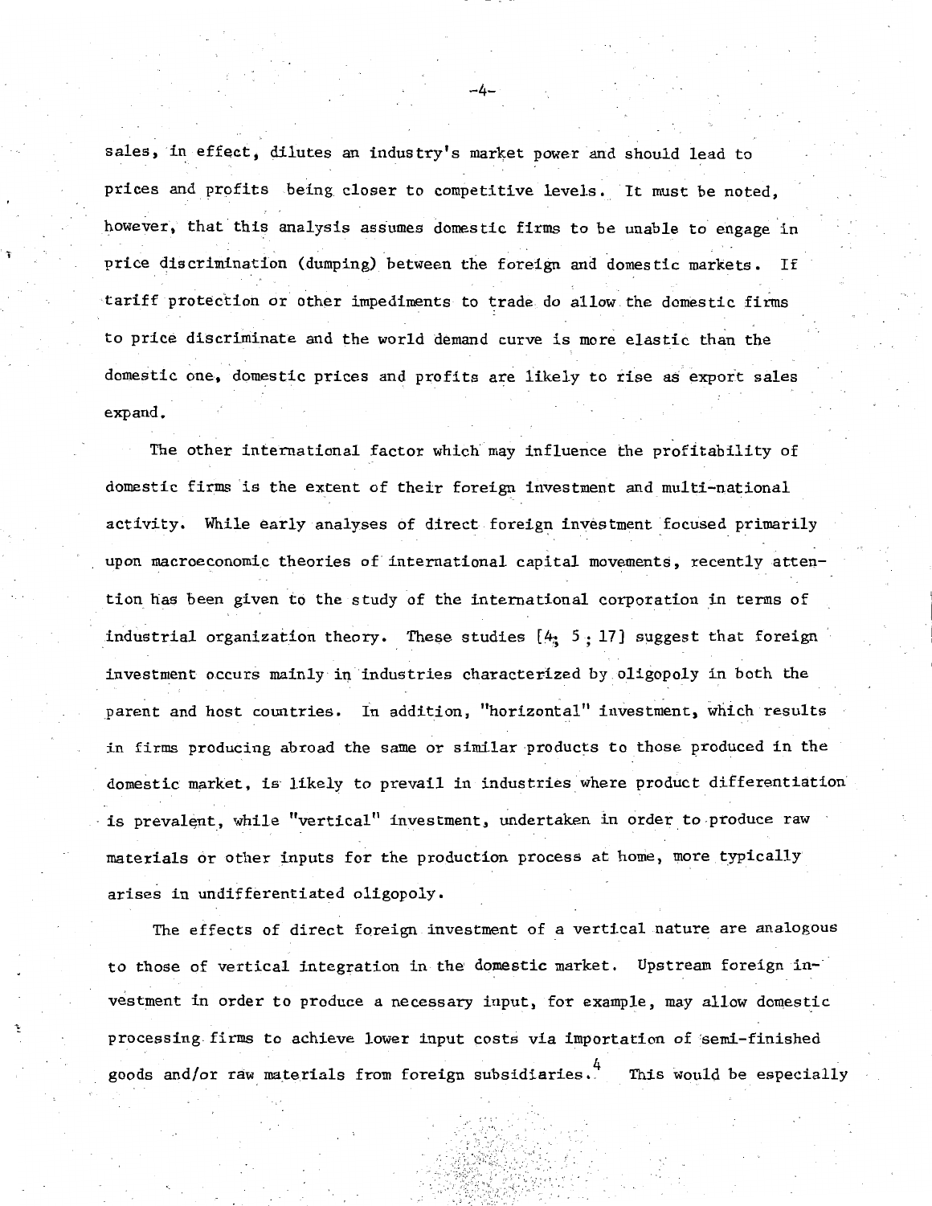sales, in effect, dilutes an industry's market power and should lead to prices and profits being closer to competitive levels. It must be noted, however, that this analysis assumes domestic firms to be unable to engage in price discrimination (dumping) between the foreign and domestic markets. If tariff protection or other impediments to trade do allow the domestic firms to price discriminate and the world demand curve is more elastic than the domestic one, domestic prices and profits are likely to rise as export sales expand.

The other international factor which may influence the profitability of domestic firms is the extent of their foreign investment and multi-national activity. While early analyses of direct foreign investment focused primarily upon macroeconomic theories of international capital movements, recently attention has been given to the study of the international corporation in terms of industrial organization theory. These studies [4; 5; 17] suggest that foreign investment occurs mainly in industries characterized by oligopoly in both the parent and host countries. In addition, "horizontal" investment, which results in firms producing abroad the same or similar products to those produced in the domestic market, is likely to prevail in industries where product differentiation is prevalent, while "vertical" investment, undertaken in order to produce raw materials or other inputs for the production process at home, more typically arises in undifferentiated oligopoly.

The effects of direct foreign investment of a vertical nature are analogous to those of vertical integration in the domestic market. Upstream foreign investment in order to produce a necessary input, for example, may allow domestic processing firms to achieve lower input costs via importation of semi-finished goods and/or raw materials from foreign subsidiaries.[4] This would be especially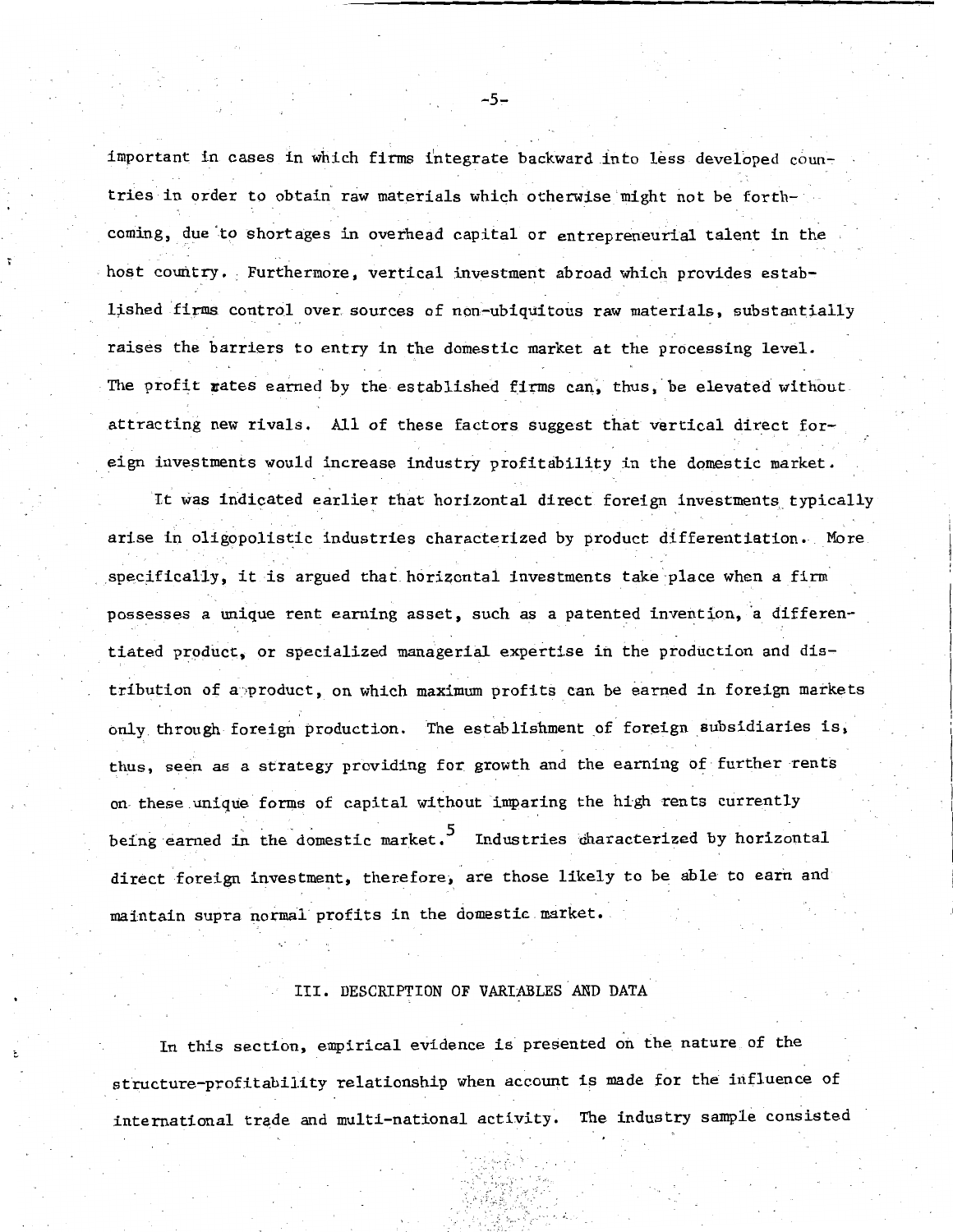important in cases in which firms integrate backward into less developed countries in order to obtain raw materials which otherwise might not be forthcoming, due to shortages in overhead capital or entrepreneurial talent in the host country. Furthermore, vertical investment abroad which provides established firms control over sources of non-ubiquitous raw materials, substantially raises the barriers to entry in the domestic market at the processing level. The profit rates earned by the established firms can, thus, be elevated without attracting new rivals. All of these factors suggest that vertical direct foreign investments would increase industry profitability in the domestic market.

It was indicated earlier that horizontal direct foreign investments typically arise in oligopolistic industries characterized by product differentiation. More specifically, it is argued that horizontal investments take place when a firm possesses a unique rent earning asset, such as a patented invention, a differentiated product, or specialized managerial expertise in the production and distribution of a product, on which maximum profits can be earned in foreign markets only through foreign production. The establishment of foreign subsidiaries is, thus, seen as a strategy providing for growth and the earning of further rents on these unique forms of capital without imparing the high rents currently being earned in the domestic market.[5] Industries characterized by horizontal direct foreign investment, therefore, are those likely to be able to earn and maintain supra normal profits in the domestic market.

## III. DESCRIPTION OF VARIABLES AND DATA

In this section, empirical evidence is presented on the nature of the structure-profitability relationship when account is made for the influence of international trade and multi-national activity. The industry sample consisted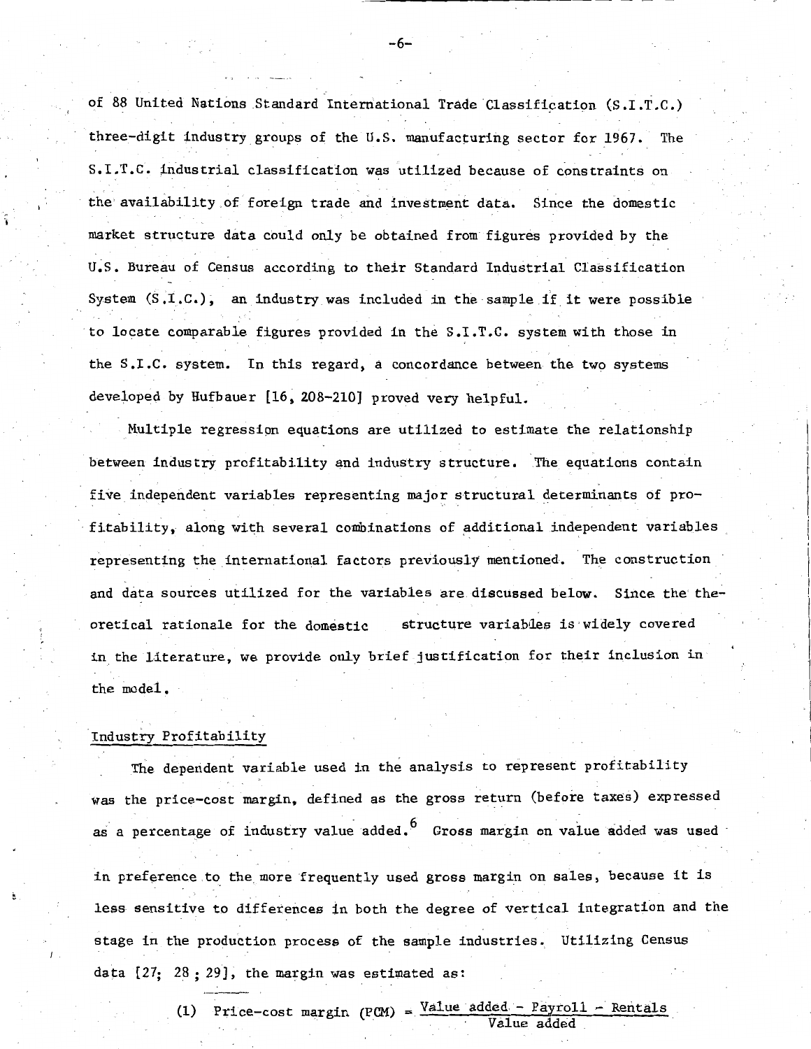of 88 United Nations Standard International Trade Classification (S.I.T.C.) three-digit industry groups of the U.S. manufacturing sector for 1967. The S.I.T.C. industrial classification was utilized because of constraints on the availability of foreign trade and investment data. Since the domestic market structure data could only be obtained from figures provided by the U.S. Bureau of Census according to their Standard Industrial Classification System (S.I.C.), an industry was included in the sample if it were possible to locate comparable figures provided in the S.I.T.C. system with those in the S.I.C. system. In this regard, a concordance between the two systems developed by Hufbauer [16, 208-210] proved very helpful.

Multiple regression equations are utilized to estimate the relationship between industry profitability and industry structure. The equations contain five independent variables representing major structural determinants of profitability, along with several combinations of additional independent variables representing the international factors previously mentioned. The construction and data sources utilized for the variables are discussed below. Since the theoretical rationale for the domestic structure variables is widely covered in the literature, we provide only brief justification for their inclusion in the model.

## Industry Profitability

The dependent variable used in the analysis to represent profitability was the price-cost margin, defined as the gross return (before taxes) expressed as a percentage of industry value added.[6] Gross margin on value added was used in preference to the more frequently used gross margin on sales, because it is less sensitive to differences in both the degree of vertical integration and the stage in the production process of the sample industries. Utilizing Census data [27; 28; 29], the margin was estimated as:

$$\text{(1)} \quad \text{Price-cost margin (PCM)} = \frac{\text{Value added} - \text{Payroll} - \text{Rentals}}{\text{Value added}}$$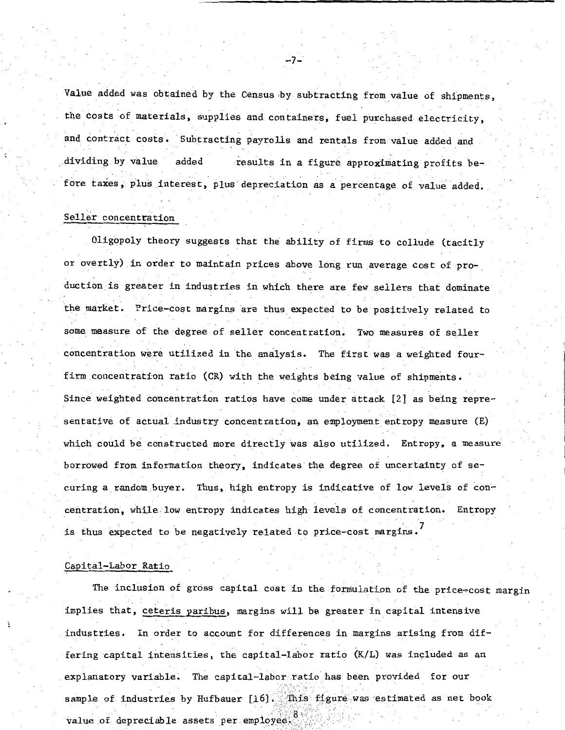Value added was obtained by the Census by subtracting from value of shipments, the costs of materials, supplies and containers, fuel purchased electricity, and contract costs. Subtracting payrolls and rentals from value added and dividing by value added results in a figure approximating profits before taxes, plus interest, plus depreciation as a percentage of value added.

## Seller concentration

Oligopoly theory suggests that the ability of firms to collude (tacitly or overtly) in order to maintain prices above long run average cost of production is greater in industries in which there are few sellers that dominate the market. Price-cost margins are thus expected to be positively related to some measure of the degree of seller concentration. Two measures of seller concentration were utilized in the analysis. The first was a weighted four-firm concentration ratio (CR) with the weights being value of shipments. Since weighted concentration ratios have come under attack [2] as being representative of actual industry concentration, an employment entropy measure (E) which could be constructed more directly was also utilized. Entropy, a measure borrowed from information theory, indicates the degree of uncertainty of securing a random buyer. Thus, high entropy is indicative of low levels of concentration, while low entropy indicates high levels of concentration. Entropy is thus expected to be negatively related to price-cost margins.[7]

## Capital-Labor Ratio

The inclusion of gross capital cost in the formulation of the price-cost margin implies that, _ceteris paribus_, margins will be greater in capital intensive industries. In order to account for differences in margins arising from differing capital intensities, the capital-labor ratio (K/L) was included as an explanatory variable. The capital-labor ratio has been provided for our sample of industries by Hufbauer [16]. This figure was estimated as net book value of depreciable assets per employee.[8]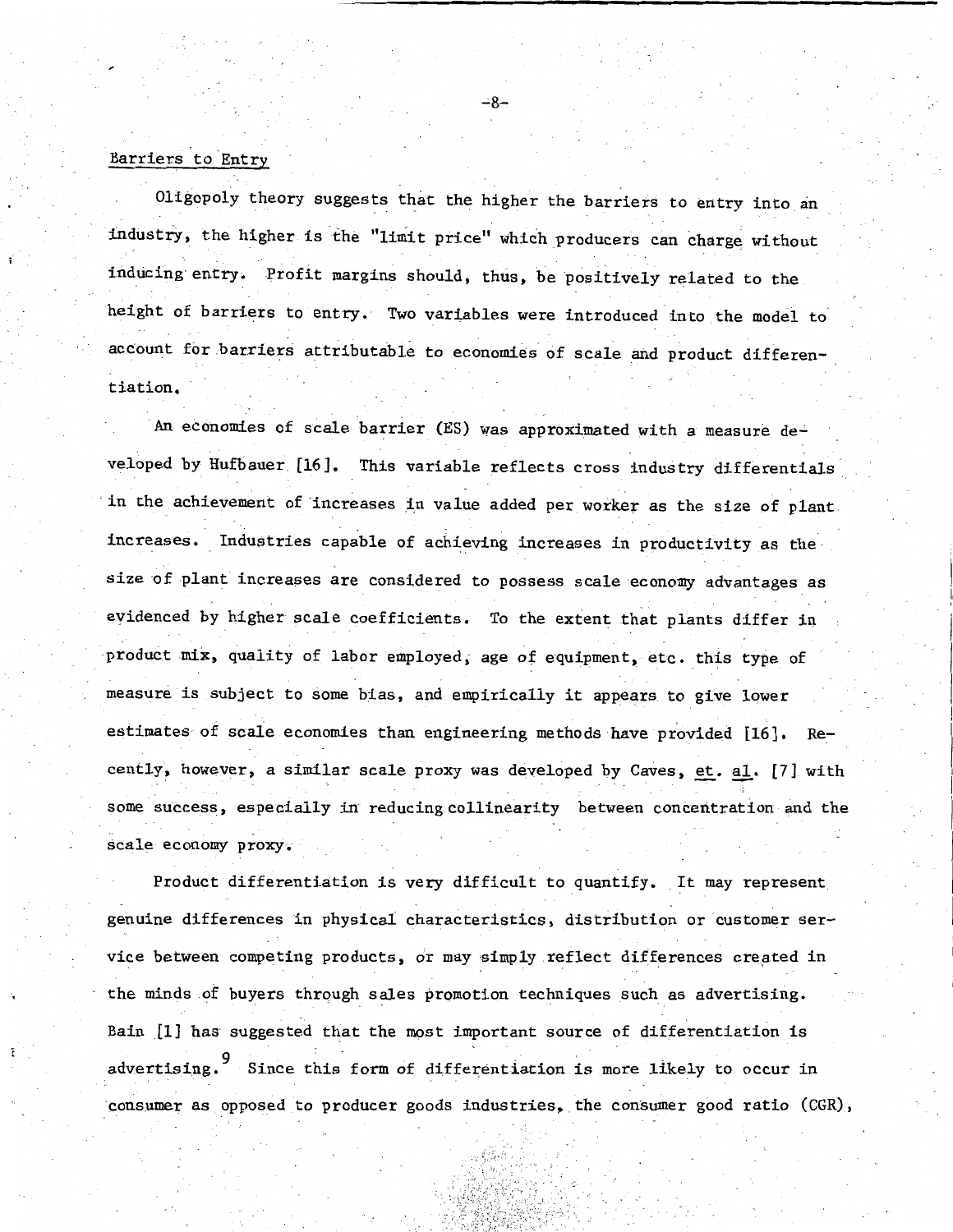## Barriers to Entry

Oligopoly theory suggests that the higher the barriers to entry into an industry, the higher is the "limit price" which producers can charge without inducing entry. Profit margins should, thus, be positively related to the height of barriers to entry. Two variables were introduced into the model to account for barriers attributable to economies of scale and product differentiation.

An economies of scale barrier (ES) was approximated with a measure developed by Hufbauer [16]. This variable reflects cross industry differentials in the achievement of increases in value added per worker as the size of plant increases. Industries capable of achieving increases in productivity as the size of plant increases are considered to possess scale economy advantages as evidenced by higher scale coefficients. To the extent that plants differ in product mix, quality of labor employed, age of equipment, etc. this type of measure is subject to some bias, and empirically it appears to give lower estimates of scale economies than engineering methods have provided [16]. Recently, however, a similar scale proxy was developed by Caves, et. al. [7] with some success, especially in reducing collinearity between concentration and the scale economy proxy.

Product differentiation is very difficult to quantify. It may represent genuine differences in physical characteristics, distribution or customer service between competing products, or may simply reflect differences created in the minds of buyers through sales promotion techniques such as advertising. Bain [1] has suggested that the most important source of differentiation is advertising.[9] Since this form of differentiation is more likely to occur in consumer as opposed to producer goods industries, the consumer good ratio (CGR),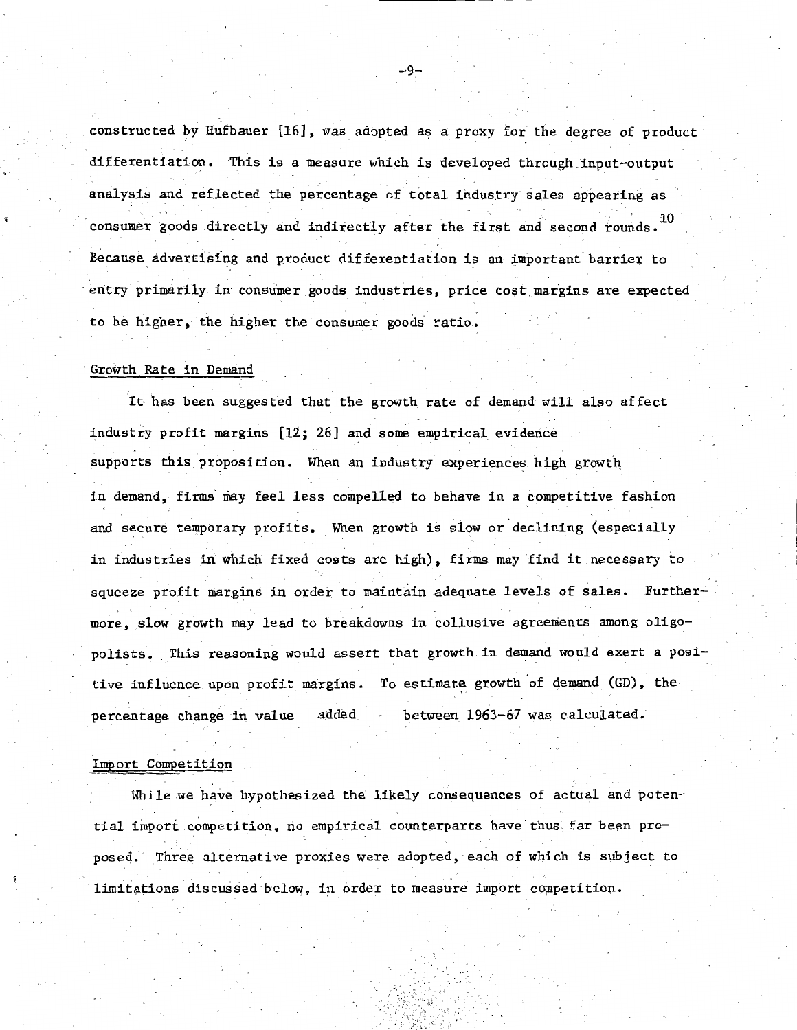constructed by Hufbauer [16], was adopted as a proxy for the degree of product differentiation. This is a measure which is developed through input-output analysis and reflected the percentage of total industry sales appearing as consumer goods directly and indirectly after the first and second rounds.[10] Because advertising and product differentiation is an important barrier to entry primarily in consumer goods industries, price cost margins are expected to be higher, the higher the consumer goods ratio.

Growth Rate in Demand

It has been suggested that the growth rate of demand will also affect industry profit margins [12; 26] and some empirical evidence supports this proposition. When an industry experiences high growth in demand, firms may feel less compelled to behave in a competitive fashion and secure temporary profits. When growth is slow or declining (especially in industries in which fixed costs are high), firms may find it necessary to squeeze profit margins in order to maintain adequate levels of sales. Furthermore, slow growth may lead to breakdowns in collusive agreements among oligopolists. This reasoning would assert that growth in demand would exert a positive influence upon profit margins. To estimate growth of demand (GD), the percentage change in value added between 1963-67 was calculated.

Import Competition

While we have hypothesized the likely consequences of actual and potential import competition, no empirical counterparts have thus far been proposed. Three alternative proxies were adopted, each of which is subject to limitations discussed below, in order to measure import competition.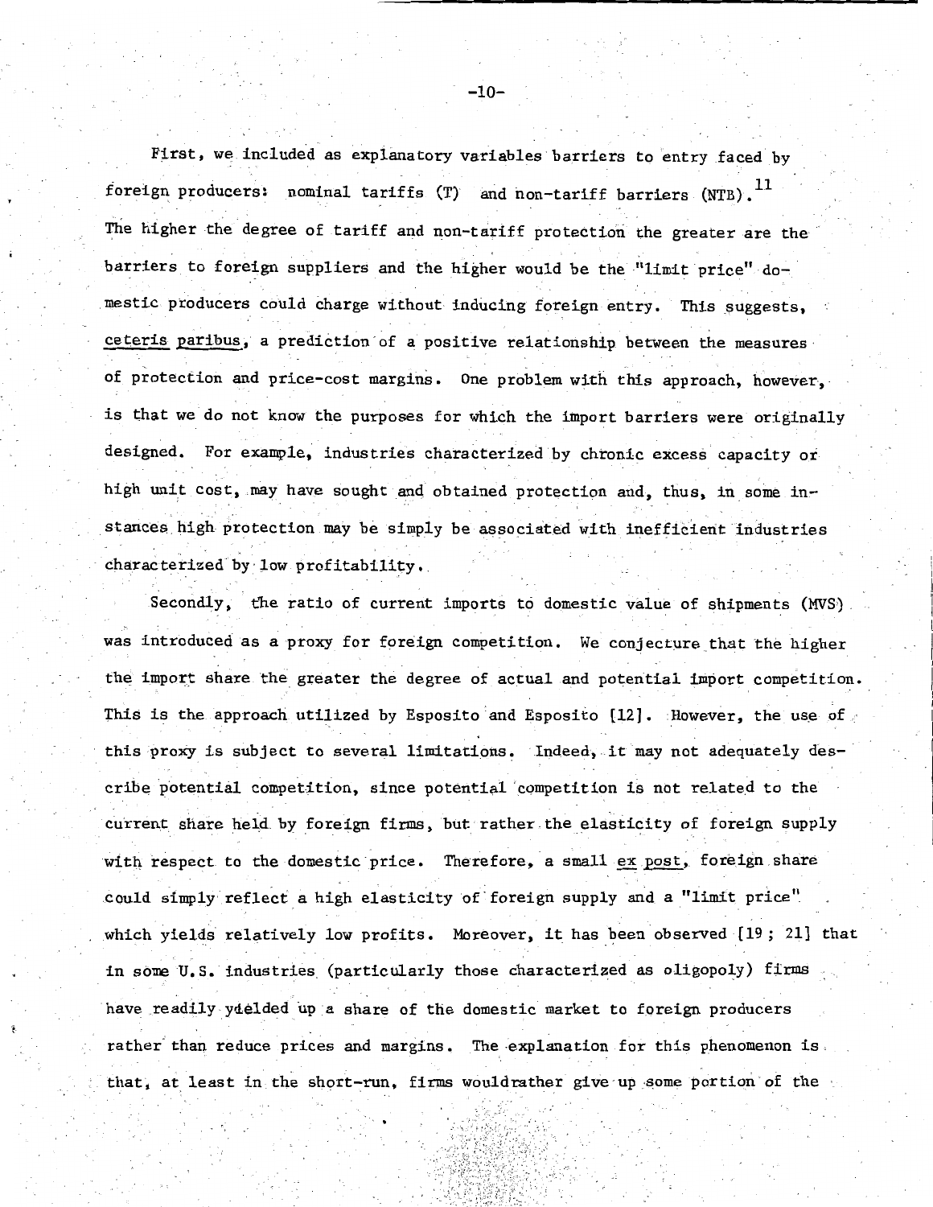First, we included as explanatory variables barriers to entry faced by foreign producers: nominal tariffs (T) and non-tariff barriers (NTB).[11] The higher the degree of tariff and non-tariff protection the greater are the barriers to foreign suppliers and the higher would be the "limit price" domestic producers could charge without inducing foreign entry. This suggests, *ceteris paribus*, a prediction of a positive relationship between the measures of protection and price-cost margins. One problem with this approach, however, is that we do not know the purposes for which the import barriers were originally designed. For example, industries characterized by chronic excess capacity or high unit cost, may have sought and obtained protection and, thus, in some instances high protection may be simply be associated with inefficient industries characterized by low profitability.

Secondly, the ratio of current imports to domestic value of shipments (MVS) was introduced as a proxy for foreign competition. We conjecture that the higher the import share the greater the degree of actual and potential import competition. This is the approach utilized by Esposito and Esposito [12]. However, the use of this proxy is subject to several limitations. Indeed, it may not adequately describe potential competition, since potential competition is not related to the current share held by foreign firms, but rather the elasticity of foreign supply with respect to the domestic price. Therefore, a small *ex post*, foreign share could simply reflect a high elasticity of foreign supply and a "limit price" which yields relatively low profits. Moreover, it has been observed [19; 21] that in some U.S. industries (particularly those characterized as oligopoly) firms have readily yielded up a share of the domestic market to foreign producers rather than reduce prices and margins. The explanation for this phenomenon is that, at least in the short-run, firms wouldrather give up some portion of the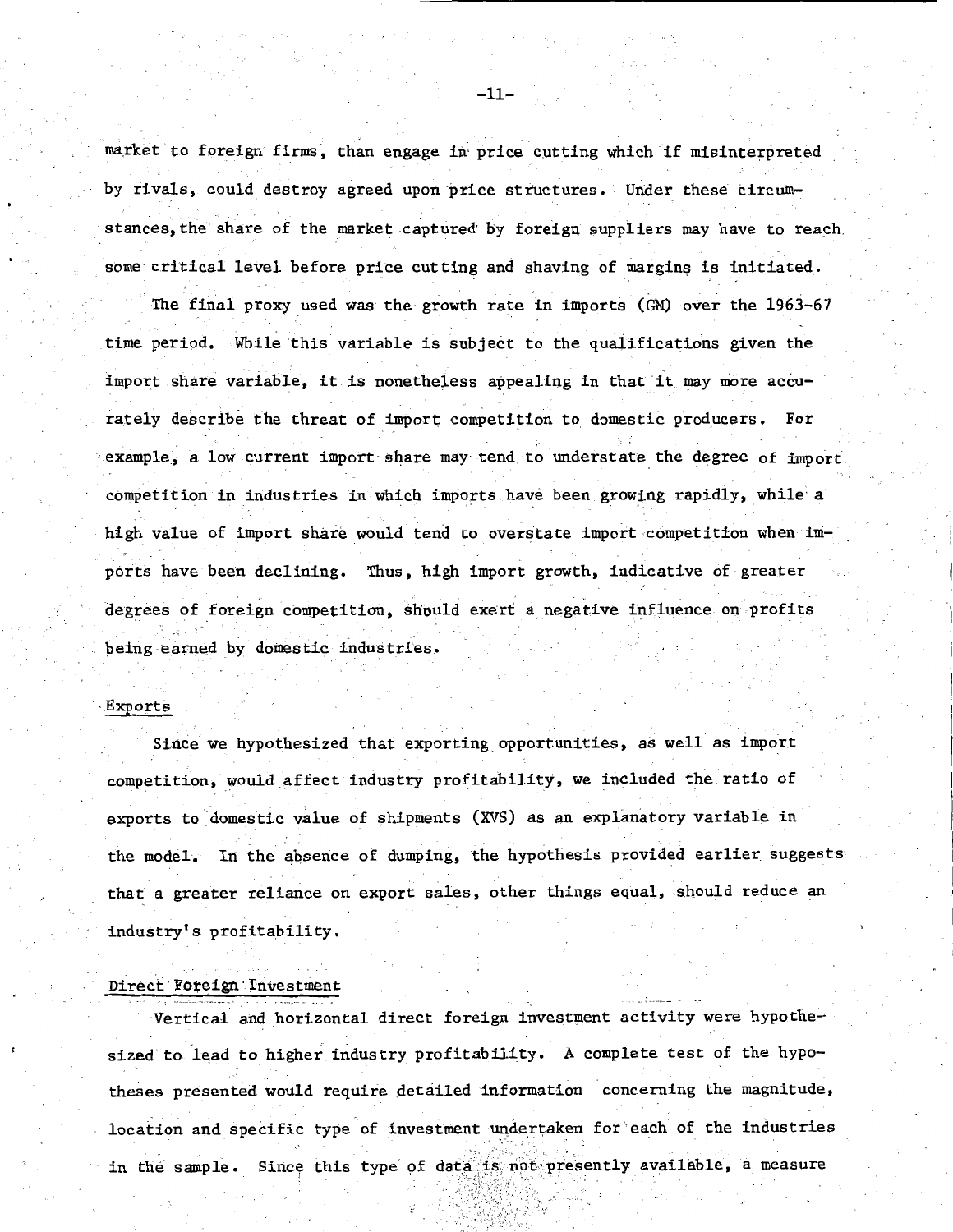market to foreign firms, than engage in price cutting which if misinterpreted by rivals, could destroy agreed upon price structures. Under these circumstances, the share of the market captured by foreign suppliers may have to reach some critical level before price cutting and shaving of margins is initiated.

The final proxy used was the growth rate in imports (GM) over the 1963-67 time period. While this variable is subject to the qualifications given the import share variable, it is nonetheless appealing in that it may more accurately describe the threat of import competition to domestic producers. For example, a low current import share may tend to understate the degree of import competition in industries in which imports have been growing rapidly, while a high value of import share would tend to overstate import competition when imports have been declining. Thus, high import growth, indicative of greater degrees of foreign competition, should exert a negative influence on profits being earned by domestic industries.

## Exports

Since we hypothesized that exporting opportunities, as well as import competition, would affect industry profitability, we included the ratio of exports to domestic value of shipments (XVS) as an explanatory variable in the model. In the absence of dumping, the hypothesis provided earlier suggests that a greater reliance on export sales, other things equal, should reduce an industry's profitability.

## Direct Foreign Investment

Vertical and horizontal direct foreign investment activity were hypothesized to lead to higher industry profitability. A complete test of the hypotheses presented would require detailed information concerning the magnitude, location and specific type of investment undertaken for each of the industries in the sample. Since this type of data is not presently available, a measure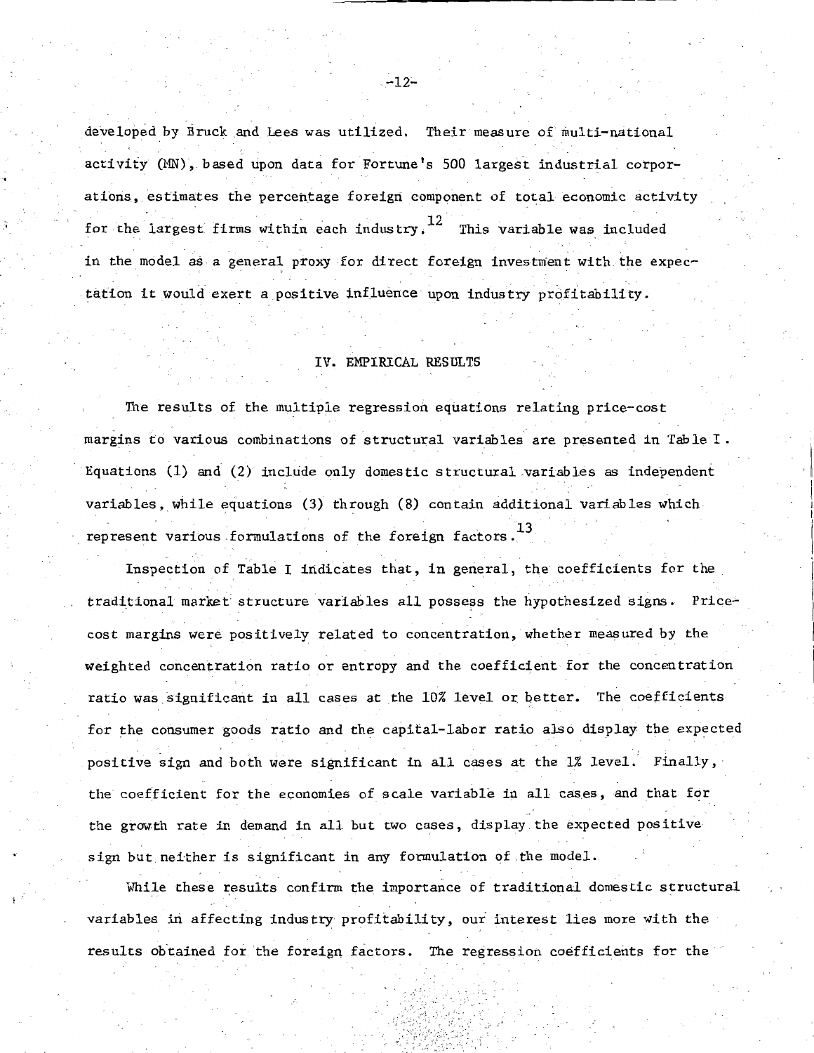developed by Bruck and Lees was utilized. Their measure of multi-national activity (MN), based upon data for Fortune's 500 largest industrial corporations, estimates the percentage foreign component of total economic activity for the largest firms within each industry.[12] This variable was included in the model as a general proxy for direct foreign investment with the expectation it would exert a positive influence upon industry profitability.

## IV. EMPIRICAL RESULTS

The results of the multiple regression equations relating price-cost margins to various combinations of structural variables are presented in Table I. Equations (1) and (2) include only domestic structural variables as independent variables, while equations (3) through (8) contain additional variables which represent various formulations of the foreign factors.[13]

Inspection of Table I indicates that, in general, the coefficients for the traditional market structure variables all possess the hypothesized signs. Price-cost margins were positively related to concentration, whether measured by the weighted concentration ratio or entropy and the coefficient for the concentration ratio was significant in all cases at the 10% level or better. The coefficients for the consumer goods ratio and the capital-labor ratio also display the expected positive sign and both were significant in all cases at the 1% level. Finally, the coefficient for the economies of scale variable in all cases, and that for the growth rate in demand in all but two cases, display the expected positive sign but neither is significant in any formulation of the model.

While these results confirm the importance of traditional domestic structural variables in affecting industry profitability, our interest lies more with the results obtained for the foreign factors. The regression coefficients for the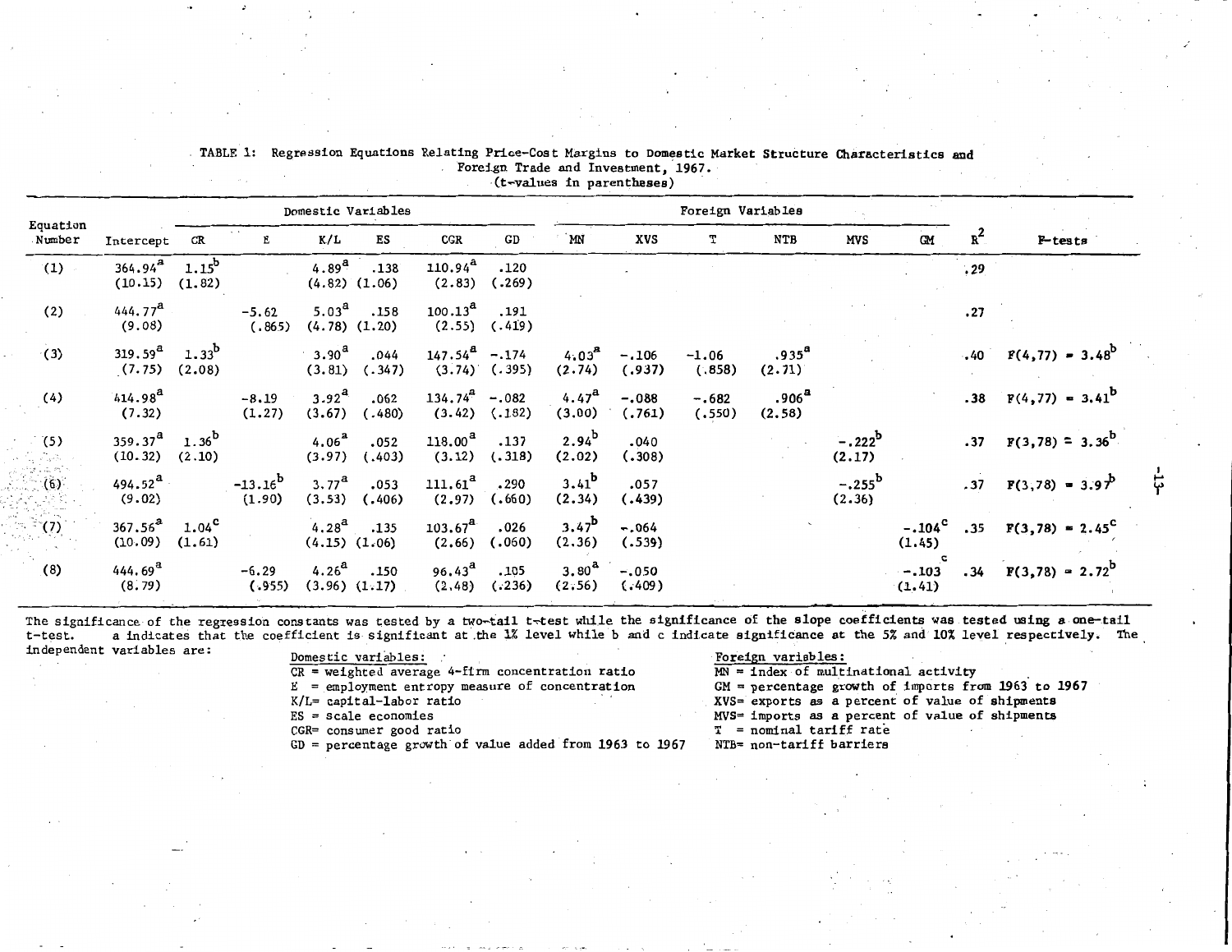TABLE 1: Regression Equations Relating Price-Cost Margins to Domestic Market Structure Characteristics and Foreign Trade and Investment, 1967.
(t-values in parentheses)

| Equation Number | Intercept | Domestic Variables | | | | | | Foreign Variables | | | | | | $R^2$ | F-tests |
|---|---|---|---|---|---|---|---|---|---|---|---|---|---|---|---|
| | | CR | E | K/L | ES | CGR | GD | MN | XVS | T | NTB | MVS | GM | | |
| (1) | 364.94[a] (10.15) | 1.15[b] (1.82) | | 4.89[a] (4.82) | .138 (1.06) | 110.94[a] (2.83) | .120 (.269) | | | | | | | .29 | |
| (2) | 444.77[a] (9.08) | | -5.62 (.865) | 5.03[a] (4.78) | .158 (1.20) | 100.13[a] (2.55) | .191 (.419) | | | | | | | .27 | |
| (3) | 319.59[a] (7.75) | 1.33[b] (2.08) | | 3.90[a] (3.81) | .044 (.347) | 147.54[a] (3.74) | -.174 (.395) | 4.03[a] (2.74) | -.106 (.937) | -1.06 (.858) | .935[a] (2.71) | | | .40 | $F(4,77) = 3.48$[b] |
| (4) | 414.98[a] (7.32) | | -8.19 (1.27) | 3.92[a] (3.67) | .062 (.480) | 134.74[a] (3.42) | -.082 (.182) | 4.47[a] (3.00) | -.088 (.761) | -.682 (.550) | .906[a] (2.58) | | | .38 | $F(4,77) = 3.41$[b] |
| (5) | 359.37[a] (10.32) | 1.36[b] (2.10) | | 4.06[a] (3.97) | .052 (.403) | 118.00[a] (3.12) | .137 (.318) | 2.94[b] (2.02) | .040 (.308) | | | -.222[b] (2.17) | | .37 | $F(3,78) = 3.36$[b] |
| (6) | 494.52[a] (9.02) | | -13.16[b] (1.90) | 3.77[a] (3.53) | .053 (.406) | 111.61[a] (2.97) | .290 (.660) | 3.41[b] (2.34) | .057 (.439) | | | -.255[b] (2.36) | | .37 | $F(3,78) = 3.97$[b] |
| (7) | 367.56[a] (10.09) | 1.04[c] (1.61) | | 4.28[a] (4.15) | .135 (1.06) | 103.67[a] (2.66) | .026 (.060) | 3.47[b] (2.36) | -.064 (.539) | | | | -.104[c] (1.45) | .35 | $F(3,78) = 2.45$[c] |
| (8) | 444.69[a] (8.79) | | -6.29 (.955) | 4.26[a] (3.96) | .150 (1.17) | 96.43[a] (2.48) | .105 (.236) | 3.80[a] (2.56) | -.050 (.409) | | | | -.103[c] (1.41) | .34 | $F(3,78) = 2.72$[b] |

The significance of the regression constants was tested by a two-tail t-test while the significance of the slope coefficients was tested using a one-tail t-test. a indicates that the coefficient is significant at the 1% level while b and c indicate significance at the 5% and 10% level respectively. The independent variables are:

Domestic variables:
- CR = weighted average 4-firm concentration ratio
- E = employment entropy measure of concentration
- K/L = capital-labor ratio
- ES = scale economies
- CGR = consumer good ratio
- GD = percentage growth of value added from 1963 to 1967

Foreign variables:
- MN = index of multinational activity
- GM = percentage growth of imports from 1963 to 1967
- XVS = exports as a percent of value of shipments
- MVS = imports as a percent of value of shipments
- T = nominal tariff rate
- NTB = non-tariff barriers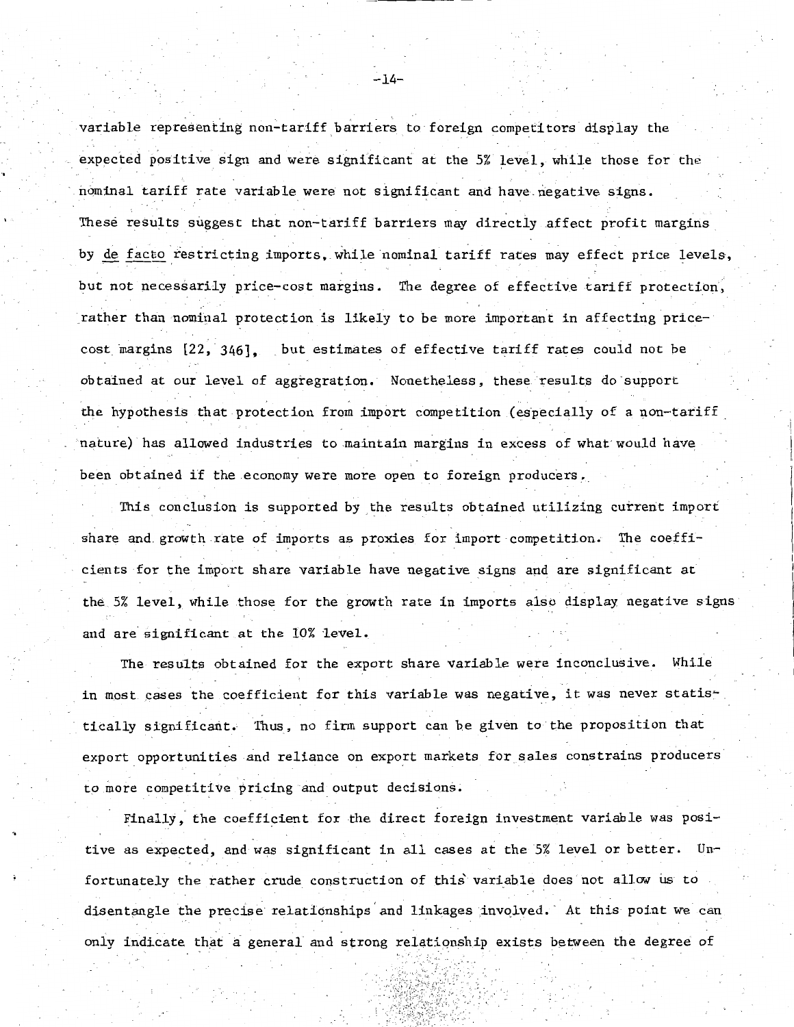variable representing non-tariff barriers to foreign competitors display the expected positive sign and were significant at the 5% level, while those for the nominal tariff rate variable were not significant and have negative signs. These results suggest that non-tariff barriers may directly affect profit margins by _de facto_ restricting imports, while nominal tariff rates may effect price levels, but not necessarily price-cost margins. The degree of effective tariff protection, rather than nominal protection is likely to be more important in affecting price-cost margins [22, 346], but estimates of effective tariff rates could not be obtained at our level of aggregration. Nonetheless, these results do support the hypothesis that protection from import competition (especially of a non-tariff nature) has allowed industries to maintain margins in excess of what would have been obtained if the economy were more open to foreign producers.

This conclusion is supported by the results obtained utilizing current import share and growth rate of imports as proxies for import competition. The coefficients for the import share variable have negative signs and are significant at the 5% level, while those for the growth rate in imports also display negative signs and are significant at the 10% level.

The results obtained for the export share variable were inconclusive. While in most cases the coefficient for this variable was negative, it was never statistically significant. Thus, no firm support can be given to the proposition that export opportunities and reliance on export markets for sales constrains producers to more competitive pricing and output decisions.

Finally, the coefficient for the direct foreign investment variable was positive as expected, and was significant in all cases at the 5% level or better. Unfortunately the rather crude construction of this variable does not allow us to disentangle the precise relationships and linkages involved. At this point we can only indicate that a general and strong relationship exists between the degree of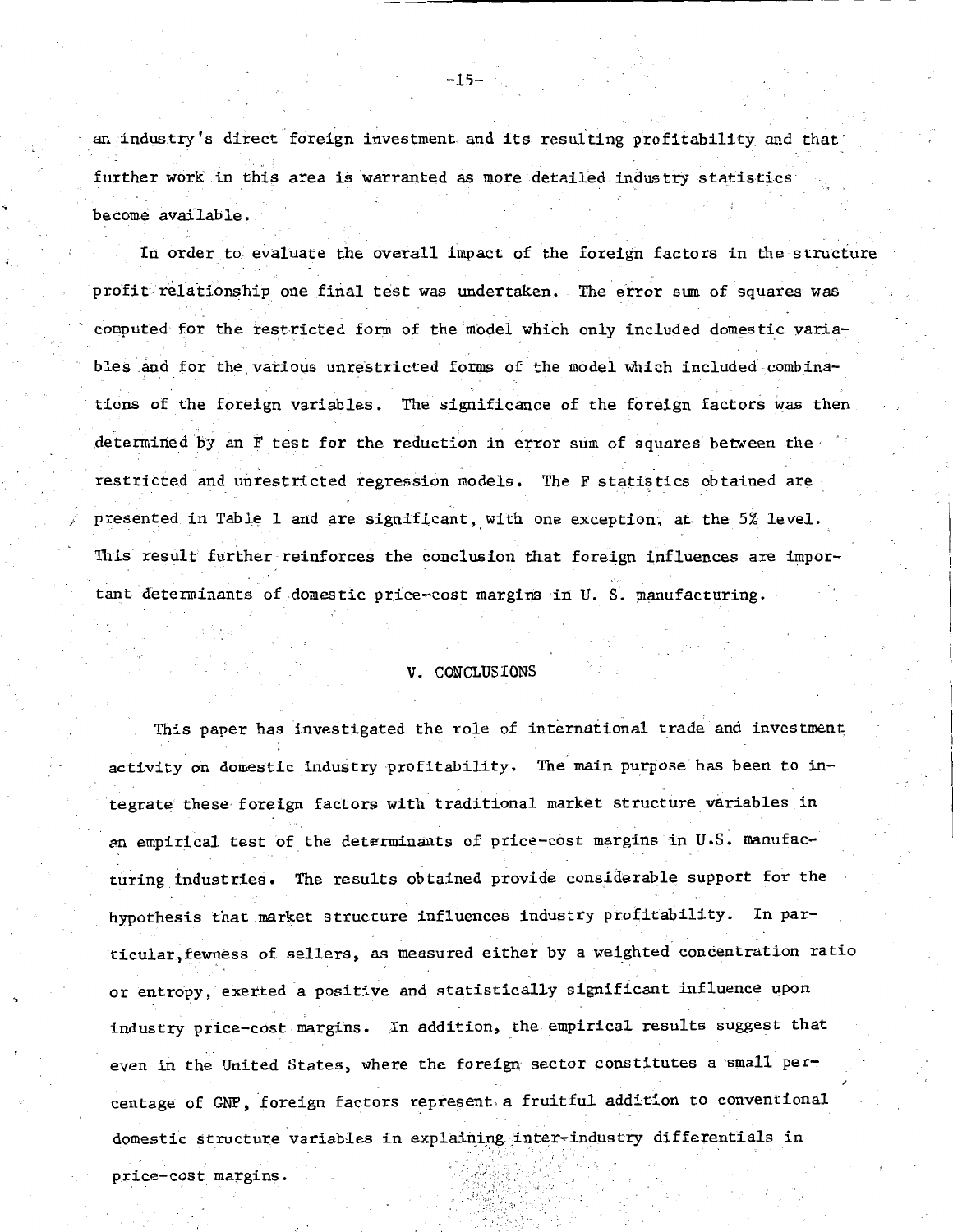an industry's direct foreign investment and its resulting profitability and that further work in this area is warranted as more detailed industry statistics become available.

In order to evaluate the overall impact of the foreign factors in the structure profit relationship one final test was undertaken. The error sum of squares was computed for the restricted form of the model which only included domestic variables and for the various unrestricted forms of the model which included combinations of the foreign variables. The significance of the foreign factors was then determined by an F test for the reduction in error sum of squares between the restricted and unrestricted regression models. The F statistics obtained are presented in Table 1 and are significant, with one exception, at the 5% level. This result further reinforces the conclusion that foreign influences are important determinants of domestic price-cost margins in U. S. manufacturing.

## V. CONCLUSIONS

This paper has investigated the role of international trade and investment activity on domestic industry profitability. The main purpose has been to integrate these foreign factors with traditional market structure variables in an empirical test of the determinants of price-cost margins in U.S. manufacturing industries. The results obtained provide considerable support for the hypothesis that market structure influences industry profitability. In particular, fewness of sellers, as measured either by a weighted concentration ratio or entropy, exerted a positive and statistically significant influence upon industry price-cost margins. In addition, the empirical results suggest that even in the United States, where the foreign sector constitutes a small percentage of GNP, foreign factors represent a fruitful addition to conventional domestic structure variables in explaining inter-industry differentials in price-cost margins.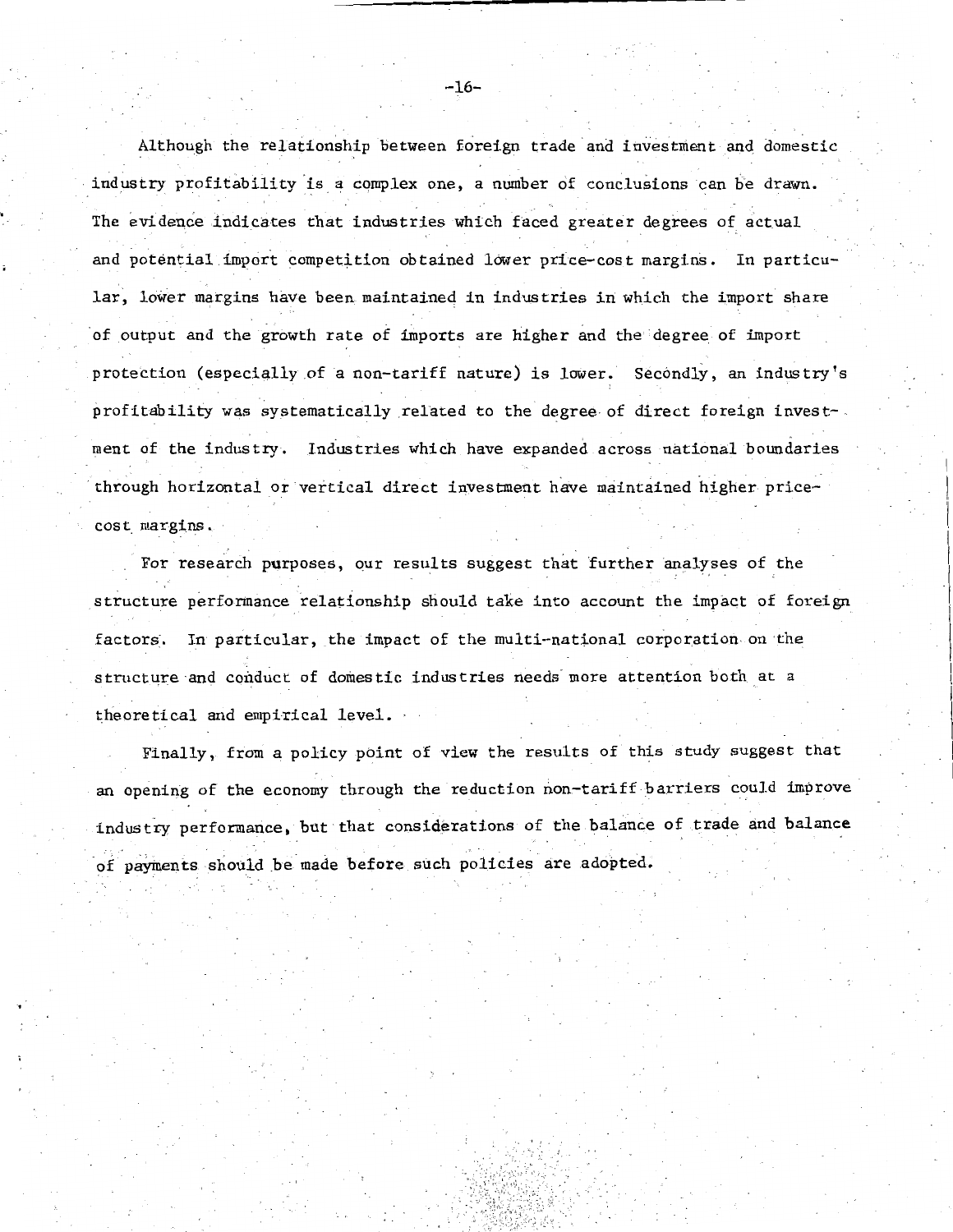Although the relationship between foreign trade and investment and domestic industry profitability is a complex one, a number of conclusions can be drawn. The evidence indicates that industries which faced greater degrees of actual and potential import competition obtained lower price-cost margins. In particular, lower margins have been maintained in industries in which the import share of output and the growth rate of imports are higher and the degree of import protection (especially of a non-tariff nature) is lower. Secondly, an industry's profitability was systematically related to the degree of direct foreign investment of the industry. Industries which have expanded across national boundaries through horizontal or vertical direct investment have maintained higher price-cost margins.

For research purposes, our results suggest that further analyses of the structure performance relationship should take into account the impact of foreign factors. In particular, the impact of the multi-national corporation on the structure and conduct of domestic industries needs more attention both at a theoretical and empirical level.

Finally, from a policy point of view the results of this study suggest that an opening of the economy through the reduction non-tariff barriers could improve industry performance, but that considerations of the balance of trade and balance of payments should be made before such policies are adopted.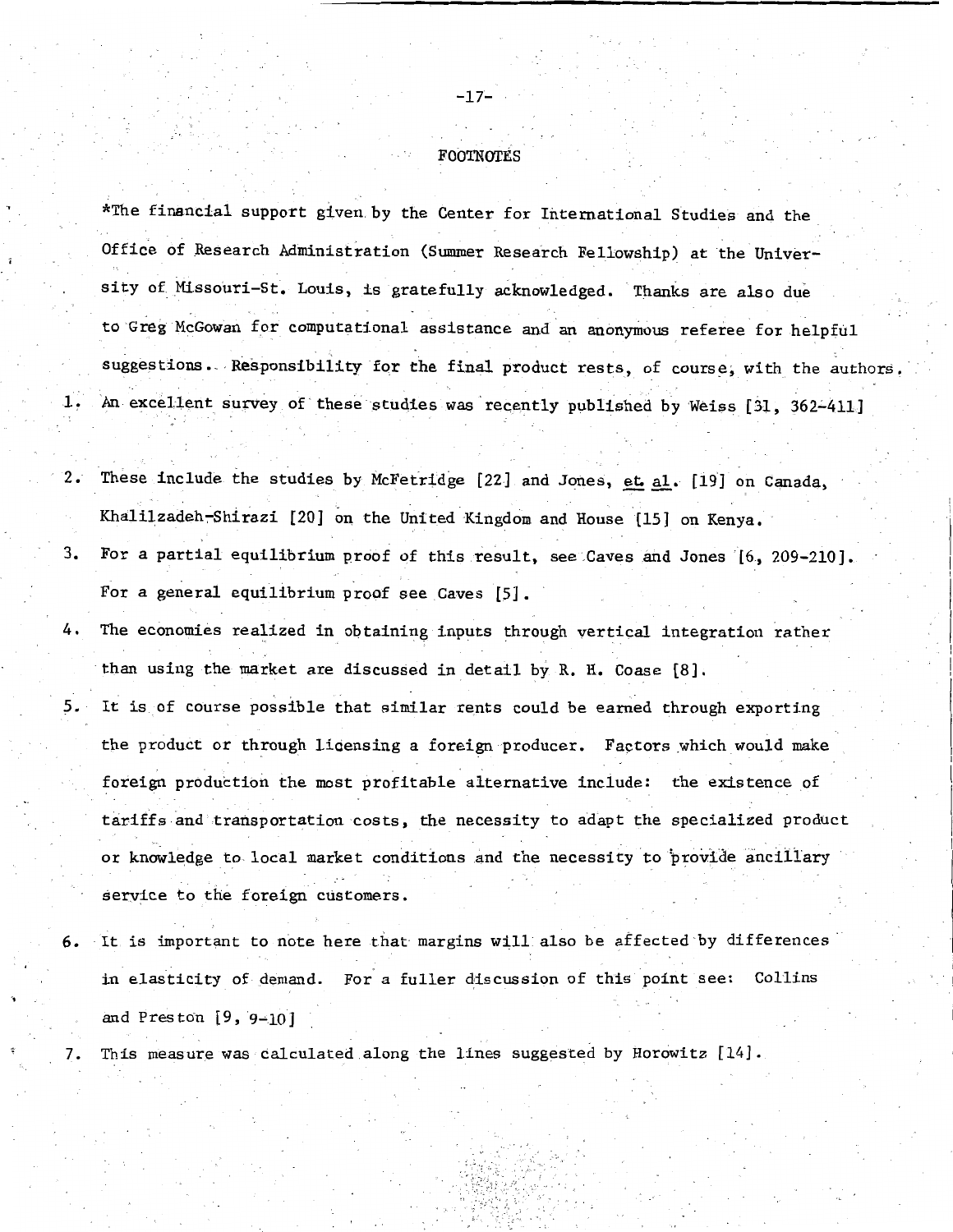## FOOTNOTES

*The financial support given by the Center for International Studies and the Office of Research Administration (Summer Research Fellowship) at the University of Missouri-St. Louis, is gratefully acknowledged. Thanks are also due to Greg McGowan for computational assistance and an anonymous referee for helpful suggestions. Responsibility for the final product rests, of course, with the authors.

1. An excellent survey of these studies was recently published by Weiss [31, 362-411]

2. These include the studies by McFetridge [22] and Jones, <u>et al</u>. [19] on Canada, Khalilzadeh-Shirazi [20] on the United Kingdom and House [15] on Kenya.

3. For a partial equilibrium proof of this result, see Caves and Jones [6, 209-210]. For a general equilibrium proof see Caves [5].

4. The economies realized in obtaining inputs through vertical integration rather than using the market are discussed in detail by R. H. Coase [8].

5. It is of course possible that similar rents could be earned through exporting the product or through licensing a foreign producer. Factors which would make foreign production the most profitable alternative include: the existence of tariffs and transportation costs, the necessity to adapt the specialized product or knowledge to local market conditions and the necessity to provide ancillary service to the foreign customers.

6. It is important to note here that margins will also be affected by differences in elasticity of demand. For a fuller discussion of this point see: Collins and Preston [9, 9-10]

7. This measure was calculated along the lines suggested by Horowitz [14].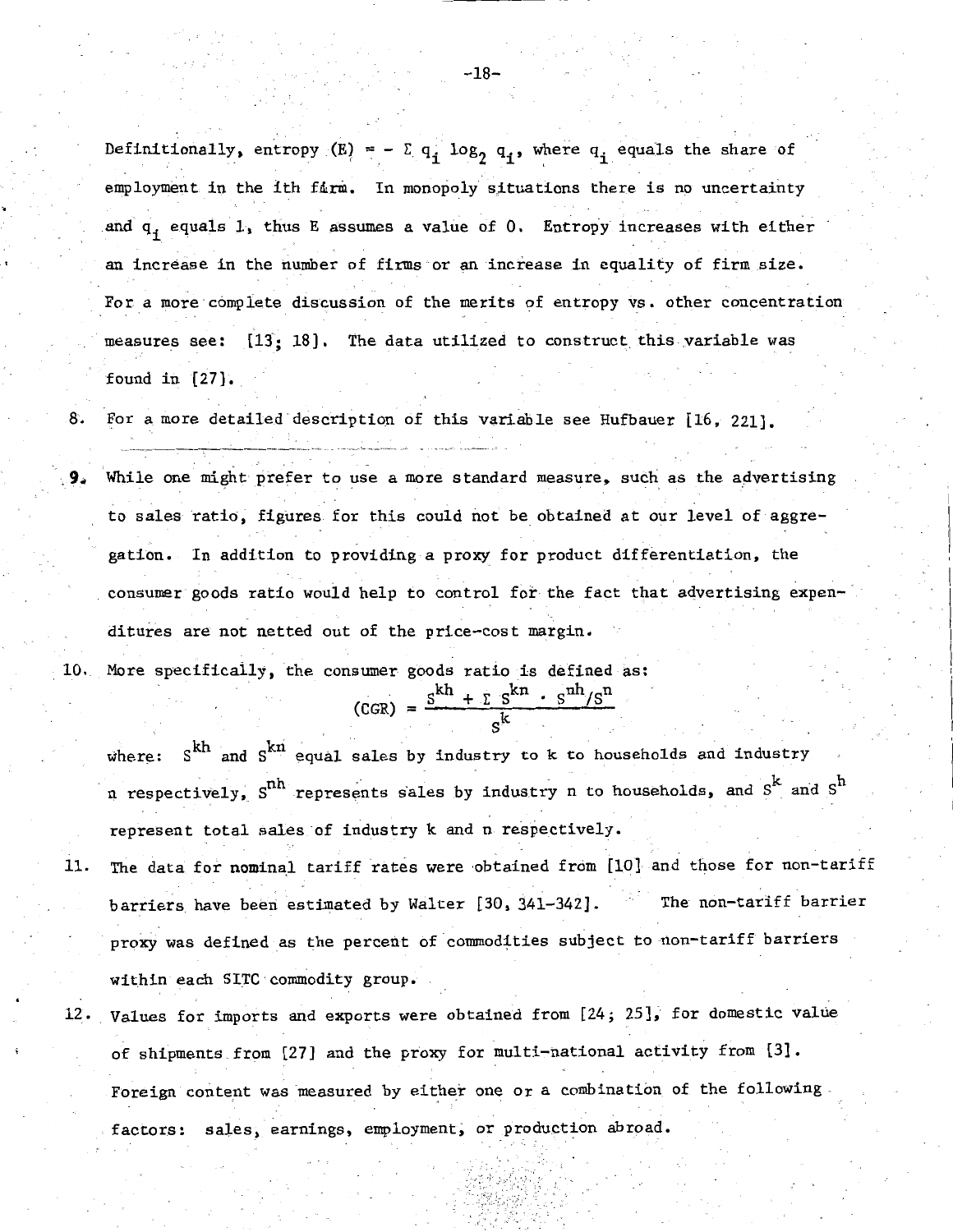Definitionally, entropy (E) = $- \Sigma\, q_i \log_2 q_i$, where $q_i$ equals the share of employment in the ith firm. In monopoly situations there is no uncertainty and $q_i$ equals 1, thus E assumes a value of 0. Entropy increases with either an increase in the number of firms or an increase in equality of firm size. For a more complete discussion of the merits of entropy vs. other concentration measures see: [13; 18]. The data utilized to construct this variable was found in [27].

8. For a more detailed description of this variable see Hufbauer [16, 221].

9. While one might prefer to use a more standard measure, such as the advertising to sales ratio, figures for this could not be obtained at our level of aggregation. In addition to providing a proxy for product differentiation, the consumer goods ratio would help to control for the fact that advertising expenditures are not netted out of the price-cost margin.

10. More specifically, the consumer goods ratio is defined as:

$$(CGR) = \frac{S^{kh} + \Sigma\, S^{kn} \cdot S^{nh}/S^{n}}{S^{k}}$$

where: $S^{kh}$ and $S^{kn}$ equal sales by industry to k to households and industry n respectively, $S^{nh}$ represents sales by industry n to households, and $S^{k}$ and $S^{h}$ represent total sales of industry k and n respectively.

11. The data for nominal tariff rates were obtained from [10] and those for non-tariff barriers have been estimated by Walter [30, 341-342]. The non-tariff barrier proxy was defined as the percent of commodities subject to non-tariff barriers within each SITC commodity group.

12. Values for imports and exports were obtained from [24; 25], for domestic value of shipments from [27] and the proxy for multi-national activity from [3]. Foreign content was measured by either one or a combination of the following factors: sales, earnings, employment, or production abroad.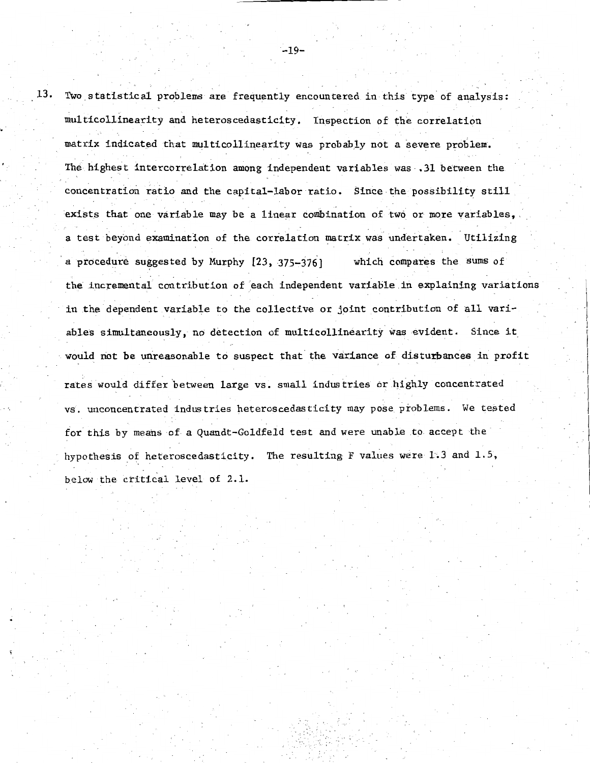13. Two statistical problems are frequently encountered in this type of analysis: multicollinearity and heteroscedasticity. Inspection of the correlation matrix indicated that multicollinearity was probably not a severe problem. The highest intercorrelation among independent variables was .31 between the concentration ratio and the capital-labor ratio. Since the possibility still exists that one variable may be a linear combination of two or more variables, a test beyond examination of the correlation matrix was undertaken. Utilizing a procedure suggested by Murphy [23, 375-376] which compares the sums of the incremental contribution of each independent variable in explaining variations in the dependent variable to the collective or joint contribution of all variables simultaneously, no detection of multicollinearity was evident. Since it would not be unreasonable to suspect that the variance of disturbances in profit rates would differ between large vs. small industries or highly concentrated vs. unconcentrated industries heteroscedasticity may pose problems. We tested for this by means of a Quandt-Goldfeld test and were unable to accept the hypothesis of heteroscedasticity. The resulting F values were 1.3 and 1.5, below the critical level of 2.1.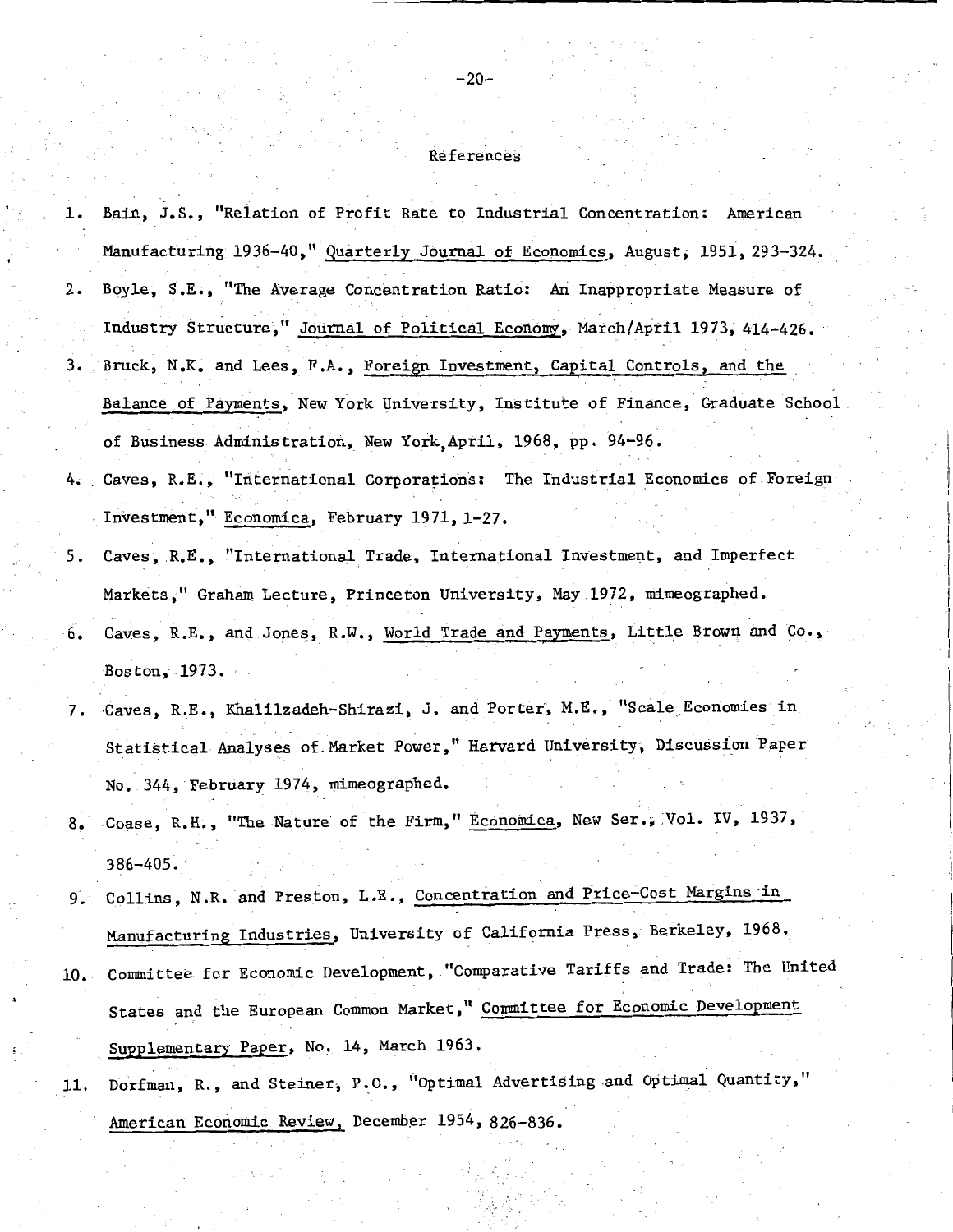## References

1. Bain, J.S., "Relation of Profit Rate to Industrial Concentration: American Manufacturing 1936-40," Quarterly Journal of Economics, August, 1951, 293-324.
2. Boyle, S.E., "The Average Concentration Ratio: An Inappropriate Measure of Industry Structure," Journal of Political Economy, March/April 1973, 414-426.
3. Bruck, N.K. and Lees, F.A., Foreign Investment, Capital Controls, and the Balance of Payments, New York University, Institute of Finance, Graduate School of Business Administration, New York, April, 1968, pp. 94-96.
4. Caves, R.E., "International Corporations: The Industrial Economics of Foreign Investment," Economica, February 1971, 1-27.
5. Caves, R.E., "International Trade, International Investment, and Imperfect Markets," Graham Lecture, Princeton University, May 1972, mimeographed.
6. Caves, R.E., and Jones, R.W., World Trade and Payments, Little Brown and Co., Boston, 1973.
7. Caves, R.E., Khalilzadeh-Shirazi, J. and Porter, M.E., "Scale Economies in Statistical Analyses of Market Power," Harvard University, Discussion Paper No. 344, February 1974, mimeographed.
8. Coase, R.H., "The Nature of the Firm," Economica, New Ser., Vol. IV, 1937, 386-405.
9. Collins, N.R. and Preston, L.E., Concentration and Price-Cost Margins in Manufacturing Industries, University of California Press, Berkeley, 1968.
10. Committee for Economic Development, "Comparative Tariffs and Trade: The United States and the European Common Market," Committee for Economic Development Supplementary Paper, No. 14, March 1963.
11. Dorfman, R., and Steiner, P.O., "Optimal Advertising and Optimal Quantity," American Economic Review, December 1954, 826-836.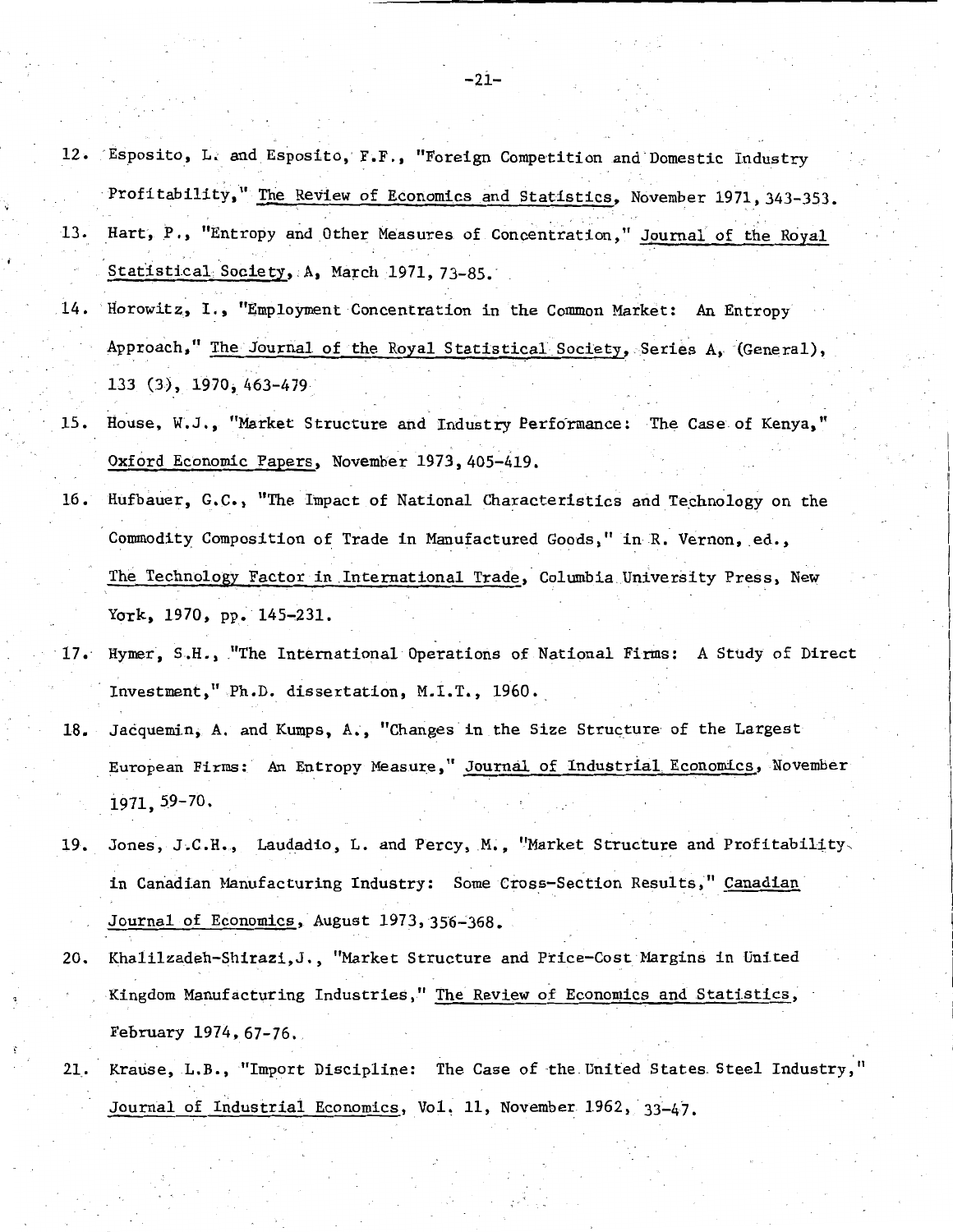12. Esposito, L. and Esposito, F.F., "Foreign Competition and Domestic Industry Profitability," The Review of Economics and Statistics, November 1971, 343-353.

13. Hart, P., "Entropy and Other Measures of Concentration," Journal of the Royal Statistical Society, A, March 1971, 73-85.

14. Horowitz, I., "Employment Concentration in the Common Market: An Entropy Approach," The Journal of the Royal Statistical Society, Series A, (General), 133 (3), 1970, 463-479

15. House, W.J., "Market Structure and Industry Performance: The Case of Kenya," Oxford Economic Papers, November 1973, 405-419.

16. Hufbauer, G.C., "The Impact of National Characteristics and Technology on the Commodity Composition of Trade in Manufactured Goods," in R. Vernon, ed., The Technology Factor in International Trade, Columbia University Press, New York, 1970, pp. 145-231.

17. Hymer, S.H., "The International Operations of National Firms: A Study of Direct Investment," Ph.D. dissertation, M.I.T., 1960.

18. Jacquemin, A. and Kumps, A., "Changes in the Size Structure of the Largest European Firms: An Entropy Measure," Journal of Industrial Economics, November 1971, 59-70.

19. Jones, J.C.H., Laudadio, L. and Percy, M., "Market Structure and Profitability in Canadian Manufacturing Industry: Some Cross-Section Results," Canadian Journal of Economics, August 1973, 356-368.

20. Khalilzadeh-Shirazi, J., "Market Structure and Price-Cost Margins in United Kingdom Manufacturing Industries," The Review of Economics and Statistics, February 1974, 67-76.

21. Krause, L.B., "Import Discipline: The Case of the United States Steel Industry," Journal of Industrial Economics, Vol. 11, November 1962, 33-47.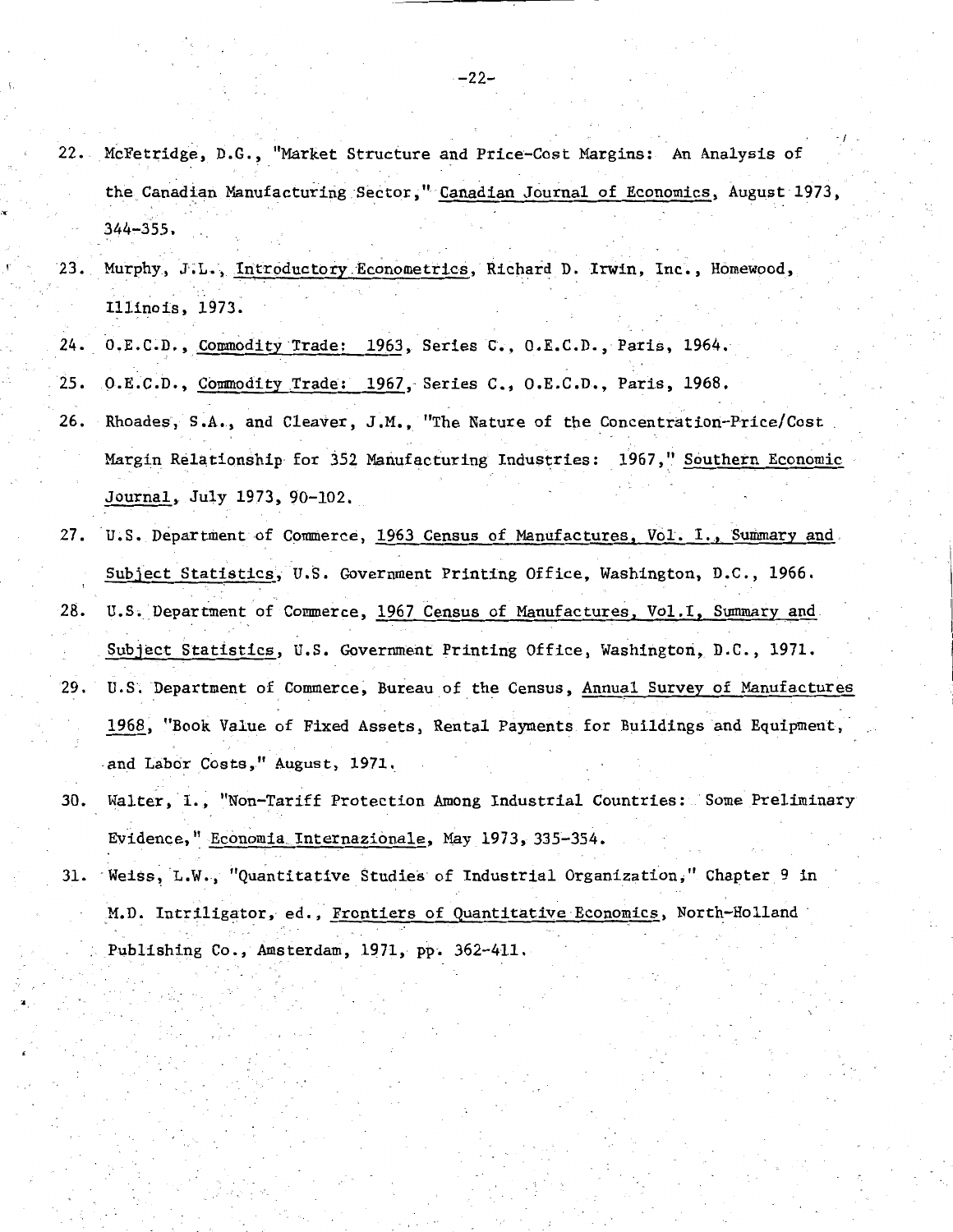22. McFetridge, D.G., "Market Structure and Price-Cost Margins: An Analysis of the Canadian Manufacturing Sector," Canadian Journal of Economics, August 1973, 344-355.

23. Murphy, J.L., Introductory Econometrics, Richard D. Irwin, Inc., Homewood, Illinois, 1973.

24. O.E.C.D., Commodity Trade: 1963, Series C., O.E.C.D., Paris, 1964.

25. O.E.C.D., Commodity Trade: 1967, Series C., O.E.C.D., Paris, 1968.

26. Rhoades, S.A., and Cleaver, J.M., "The Nature of the Concentration-Price/Cost Margin Relationship for 352 Manufacturing Industries: 1967," Southern Economic Journal, July 1973, 90-102.

27. U.S. Department of Commerce, 1963 Census of Manufactures, Vol. I., Summary and Subject Statistics, U.S. Government Printing Office, Washington, D.C., 1966.

28. U.S. Department of Commerce, 1967 Census of Manufactures, Vol.I, Summary and Subject Statistics, U.S. Government Printing Office, Washington, D.C., 1971.

29. U.S. Department of Commerce, Bureau of the Census, Annual Survey of Manufactures 1968, "Book Value of Fixed Assets, Rental Payments for Buildings and Equipment, and Labor Costs," August, 1971.

30. Walter, I., "Non-Tariff Protection Among Industrial Countries: Some Preliminary Evidence," Economia Internazionale, May 1973, 335-354.

31. Weiss, L.W., "Quantitative Studies of Industrial Organization," Chapter 9 in M.D. Intriligator, ed., Frontiers of Quantitative Economics, North-Holland Publishing Co., Amsterdam, 1971, pp. 362-411.